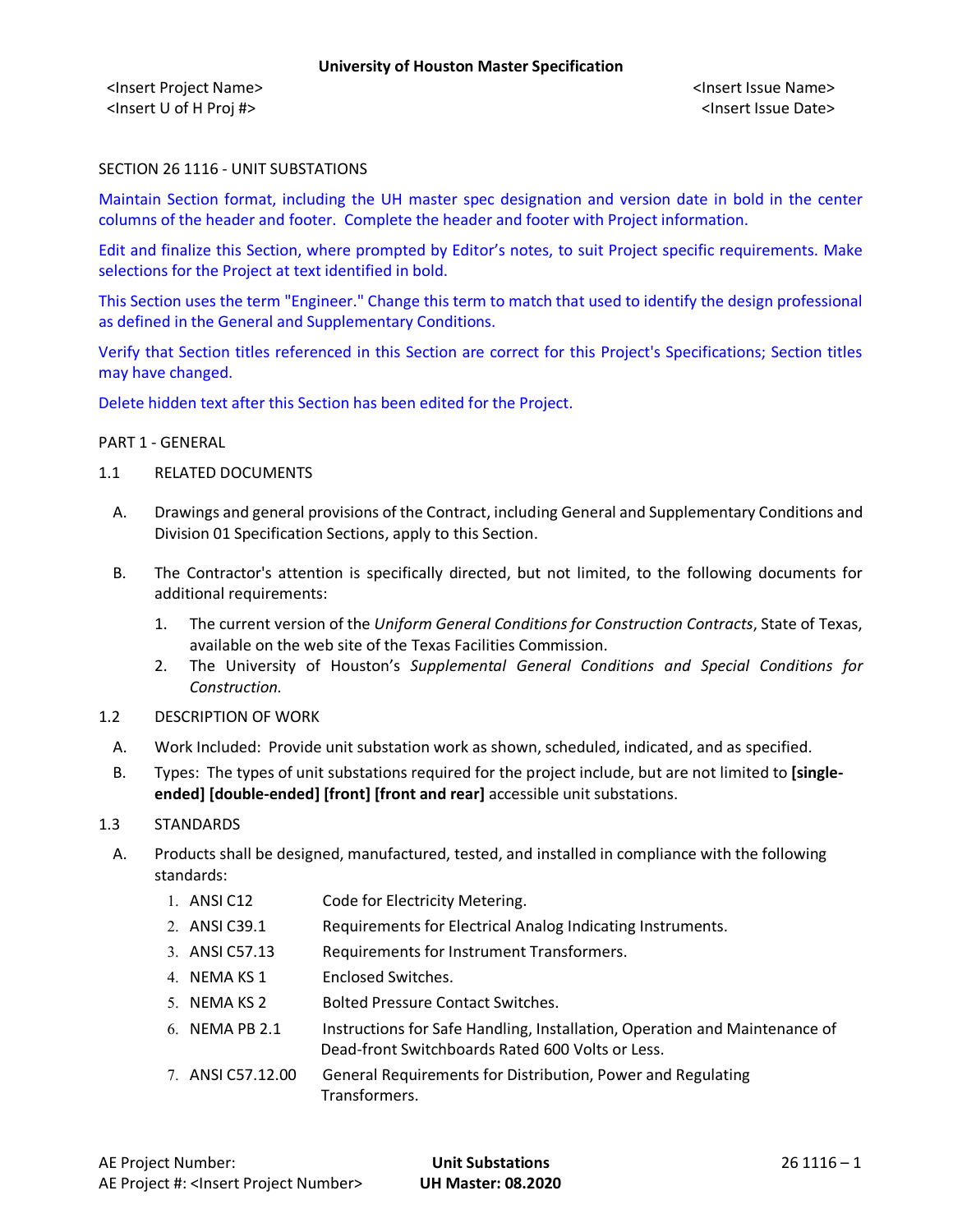SECTION 26 1116 - UNIT SUBSTATIONS

Maintain Section format, including the UH master spec designation and version date in bold in the center columns of the header and footer. Complete the header and footer with Project information.

Edit and finalize this Section, where prompted by Editor's notes, to suit Project specific requirements. Make selections for the Project at text identified in bold.

This Section uses the term "Engineer." Change this term to match that used to identify the design professional as defined in the General and Supplementary Conditions.

Verify that Section titles referenced in this Section are correct for this Project's Specifications; Section titles may have changed.

Delete hidden text after this Section has been edited for the Project.

PART 1 - GENERAL

1.1 RELATED DOCUMENTS

A. Drawings and general provisions of the Contract, including General and Supplementary Conditions and Division 01 Specification Sections, apply to this Section.

B. The Contractor's attention is specifically directed, but not limited, to the following documents for additional requirements:

1. The current version of the *Uniform General Conditions for Construction Contracts*, State of Texas, available on the web site of the Texas Facilities Commission.
2. The University of Houston's *Supplemental General Conditions and Special Conditions for Construction.*

1.2 DESCRIPTION OF WORK

A. Work Included: Provide unit substation work as shown, scheduled, indicated, and as specified.

B. Types: The types of unit substations required for the project include, but are not limited to **[single-ended] [double-ended] [front] [front and rear]** accessible unit substations.

1.3 STANDARDS

A. Products shall be designed, manufactured, tested, and installed in compliance with the following standards:

1. ANSI C12 Code for Electricity Metering.
2. ANSI C39.1 Requirements for Electrical Analog Indicating Instruments.
3. ANSI C57.13 Requirements for Instrument Transformers.
4. NEMA KS 1 Enclosed Switches.
5. NEMA KS 2 Bolted Pressure Contact Switches.
6. NEMA PB 2.1 Instructions for Safe Handling, Installation, Operation and Maintenance of Dead-front Switchboards Rated 600 Volts or Less.
7. ANSI C57.12.00 General Requirements for Distribution, Power and Regulating Transformers.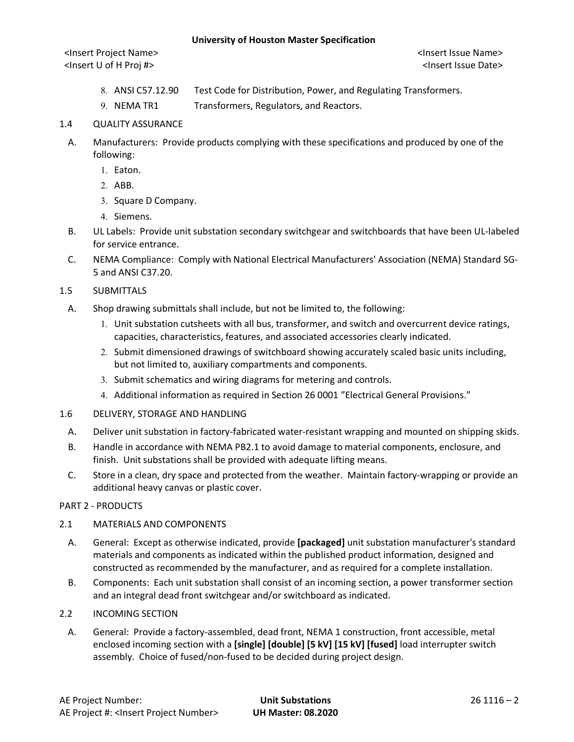8. ANSI C57.12.90 Test Code for Distribution, Power, and Regulating Transformers.
9. NEMA TR1 Transformers, Regulators, and Reactors.

## 1.4 QUALITY ASSURANCE

A. Manufacturers: Provide products complying with these specifications and produced by one of the following:

1. Eaton.
2. ABB.
3. Square D Company.
4. Siemens.

B. UL Labels: Provide unit substation secondary switchgear and switchboards that have been UL-labeled for service entrance.

C. NEMA Compliance: Comply with National Electrical Manufacturers' Association (NEMA) Standard SG-5 and ANSI C37.20.

## 1.5 SUBMITTALS

A. Shop drawing submittals shall include, but not be limited to, the following:

1. Unit substation cutsheets with all bus, transformer, and switch and overcurrent device ratings, capacities, characteristics, features, and associated accessories clearly indicated.
2. Submit dimensioned drawings of switchboard showing accurately scaled basic units including, but not limited to, auxiliary compartments and components.
3. Submit schematics and wiring diagrams for metering and controls.
4. Additional information as required in Section 26 0001 "Electrical General Provisions."

## 1.6 DELIVERY, STORAGE AND HANDLING

A. Deliver unit substation in factory-fabricated water-resistant wrapping and mounted on shipping skids.

B. Handle in accordance with NEMA PB2.1 to avoid damage to material components, enclosure, and finish. Unit substations shall be provided with adequate lifting means.

C. Store in a clean, dry space and protected from the weather. Maintain factory-wrapping or provide an additional heavy canvas or plastic cover.

# PART 2 - PRODUCTS

## 2.1 MATERIALS AND COMPONENTS

A. General: Except as otherwise indicated, provide **[packaged]** unit substation manufacturer's standard materials and components as indicated within the published product information, designed and constructed as recommended by the manufacturer, and as required for a complete installation.

B. Components: Each unit substation shall consist of an incoming section, a power transformer section and an integral dead front switchgear and/or switchboard as indicated.

## 2.2 INCOMING SECTION

A. General: Provide a factory-assembled, dead front, NEMA 1 construction, front accessible, metal enclosed incoming section with a **[single] [double] [5 kV] [15 kV] [fused]** load interrupter switch assembly. Choice of fused/non-fused to be decided during project design.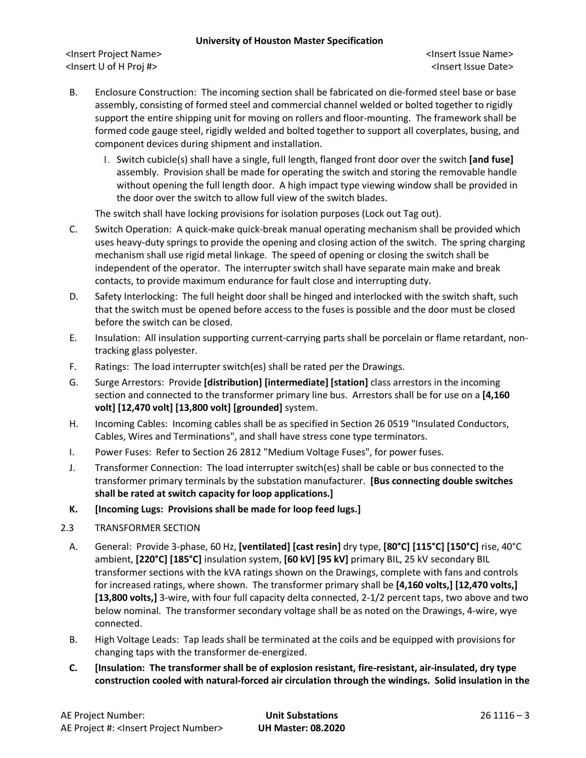B. Enclosure Construction: The incoming section shall be fabricated on die-formed steel base or base assembly, consisting of formed steel and commercial channel welded or bolted together to rigidly support the entire shipping unit for moving on rollers and floor-mounting. The framework shall be formed code gauge steel, rigidly welded and bolted together to support all coverplates, busing, and component devices during shipment and installation.

1. Switch cubicle(s) shall have a single, full length, flanged front door over the switch **[and fuse]** assembly. Provision shall be made for operating the switch and storing the removable handle without opening the full length door. A high impact type viewing window shall be provided in the door over the switch to allow full view of the switch blades.

The switch shall have locking provisions for isolation purposes (Lock out Tag out).

C. Switch Operation: A quick-make quick-break manual operating mechanism shall be provided which uses heavy-duty springs to provide the opening and closing action of the switch. The spring charging mechanism shall use rigid metal linkage. The speed of opening or closing the switch shall be independent of the operator. The interrupter switch shall have separate main make and break contacts, to provide maximum endurance for fault close and interrupting duty.

D. Safety Interlocking: The full height door shall be hinged and interlocked with the switch shaft, such that the switch must be opened before access to the fuses is possible and the door must be closed before the switch can be closed.

E. Insulation: All insulation supporting current-carrying parts shall be porcelain or flame retardant, non-tracking glass polyester.

F. Ratings: The load interrupter switch(es) shall be rated per the Drawings.

G. Surge Arrestors: Provide **[distribution] [intermediate] [station]** class arrestors in the incoming section and connected to the transformer primary line bus. Arrestors shall be for use on a **[4,160 volt] [12,470 volt] [13,800 volt] [grounded]** system.

H. Incoming Cables: Incoming cables shall be as specified in Section 26 0519 "Insulated Conductors, Cables, Wires and Terminations", and shall have stress cone type terminators.

I. Power Fuses: Refer to Section 26 2812 "Medium Voltage Fuses", for power fuses.

J. Transformer Connection: The load interrupter switch(es) shall be cable or bus connected to the transformer primary terminals by the substation manufacturer. **[Bus connecting double switches shall be rated at switch capacity for loop applications.]**

**K. [Incoming Lugs: Provisions shall be made for loop feed lugs.]**

2.3 TRANSFORMER SECTION

A. General: Provide 3-phase, 60 Hz, **[ventilated] [cast resin]** dry type, **[80°C] [115°C] [150°C]** rise, 40°C ambient, **[220°C] [185°C]** insulation system, **[60 kV] [95 kV]** primary BIL, 25 kV secondary BIL transformer sections with the kVA ratings shown on the Drawings, complete with fans and controls for increased ratings, where shown. The transformer primary shall be **[4,160 volts,] [12,470 volts,] [13,800 volts,]** 3-wire, with four full capacity delta connected, 2-1/2 percent taps, two above and two below nominal. The transformer secondary voltage shall be as noted on the Drawings, 4-wire, wye connected.

B. High Voltage Leads: Tap leads shall be terminated at the coils and be equipped with provisions for changing taps with the transformer de-energized.

**C. [Insulation: The transformer shall be of explosion resistant, fire-resistant, air-insulated, dry type construction cooled with natural-forced air circulation through the windings. Solid insulation in the**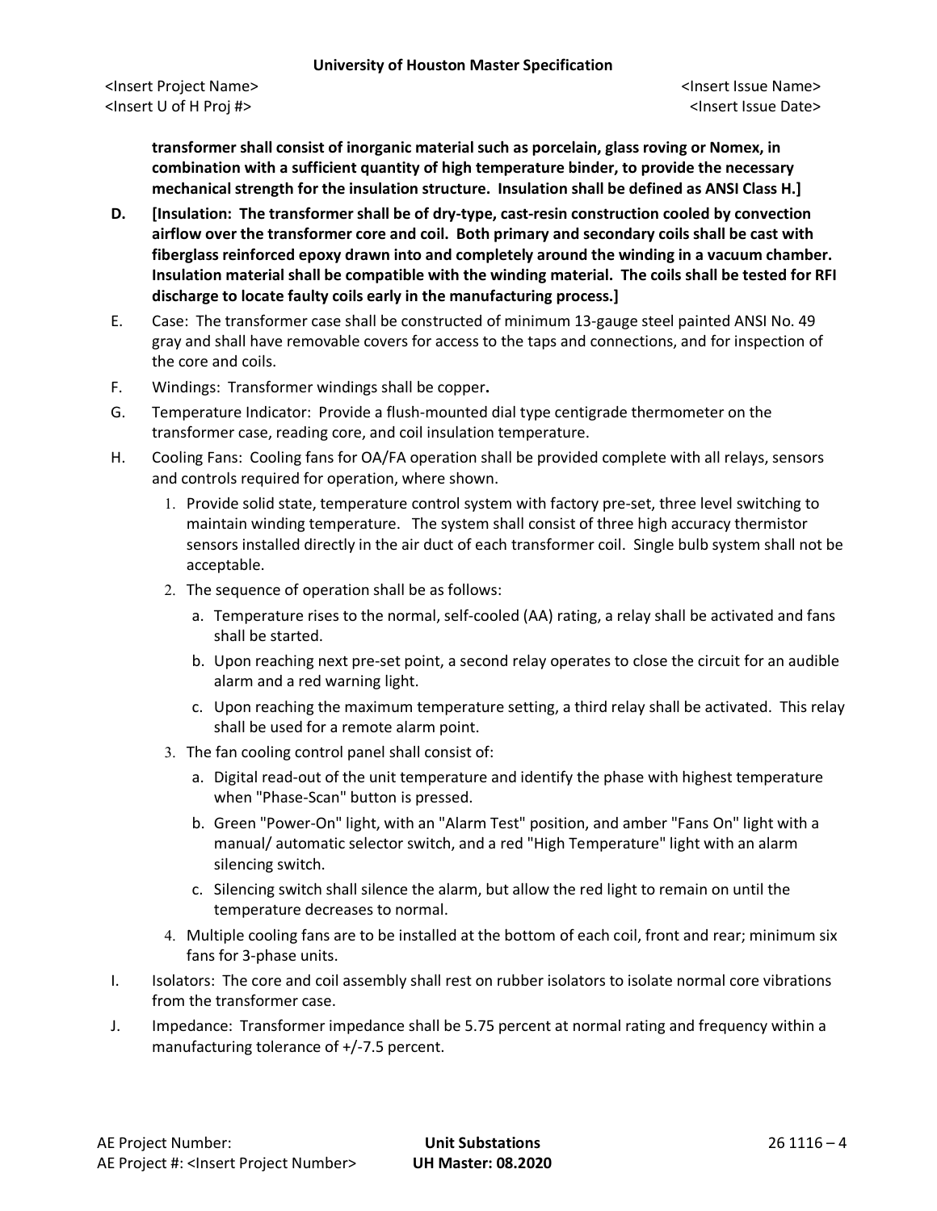**transformer shall consist of inorganic material such as porcelain, glass roving or Nomex, in combination with a sufficient quantity of high temperature binder, to provide the necessary mechanical strength for the insulation structure. Insulation shall be defined as ANSI Class H.]**

D. **[Insulation: The transformer shall be of dry-type, cast-resin construction cooled by convection airflow over the transformer core and coil. Both primary and secondary coils shall be cast with fiberglass reinforced epoxy drawn into and completely around the winding in a vacuum chamber. Insulation material shall be compatible with the winding material. The coils shall be tested for RFI discharge to locate faulty coils early in the manufacturing process.]**

E. Case: The transformer case shall be constructed of minimum 13-gauge steel painted ANSI No. 49 gray and shall have removable covers for access to the taps and connections, and for inspection of the core and coils.

F. Windings: Transformer windings shall be copper**.**

G. Temperature Indicator: Provide a flush-mounted dial type centigrade thermometer on the transformer case, reading core, and coil insulation temperature.

H. Cooling Fans: Cooling fans for OA/FA operation shall be provided complete with all relays, sensors and controls required for operation, where shown.

1. Provide solid state, temperature control system with factory pre-set, three level switching to maintain winding temperature. The system shall consist of three high accuracy thermistor sensors installed directly in the air duct of each transformer coil. Single bulb system shall not be acceptable.
2. The sequence of operation shall be as follows:
   a. Temperature rises to the normal, self-cooled (AA) rating, a relay shall be activated and fans shall be started.
   b. Upon reaching next pre-set point, a second relay operates to close the circuit for an audible alarm and a red warning light.
   c. Upon reaching the maximum temperature setting, a third relay shall be activated. This relay shall be used for a remote alarm point.
3. The fan cooling control panel shall consist of:
   a. Digital read-out of the unit temperature and identify the phase with highest temperature when "Phase-Scan" button is pressed.
   b. Green "Power-On" light, with an "Alarm Test" position, and amber "Fans On" light with a manual/ automatic selector switch, and a red "High Temperature" light with an alarm silencing switch.
   c. Silencing switch shall silence the alarm, but allow the red light to remain on until the temperature decreases to normal.
4. Multiple cooling fans are to be installed at the bottom of each coil, front and rear; minimum six fans for 3-phase units.

I. Isolators: The core and coil assembly shall rest on rubber isolators to isolate normal core vibrations from the transformer case.

J. Impedance: Transformer impedance shall be 5.75 percent at normal rating and frequency within a manufacturing tolerance of +/-7.5 percent.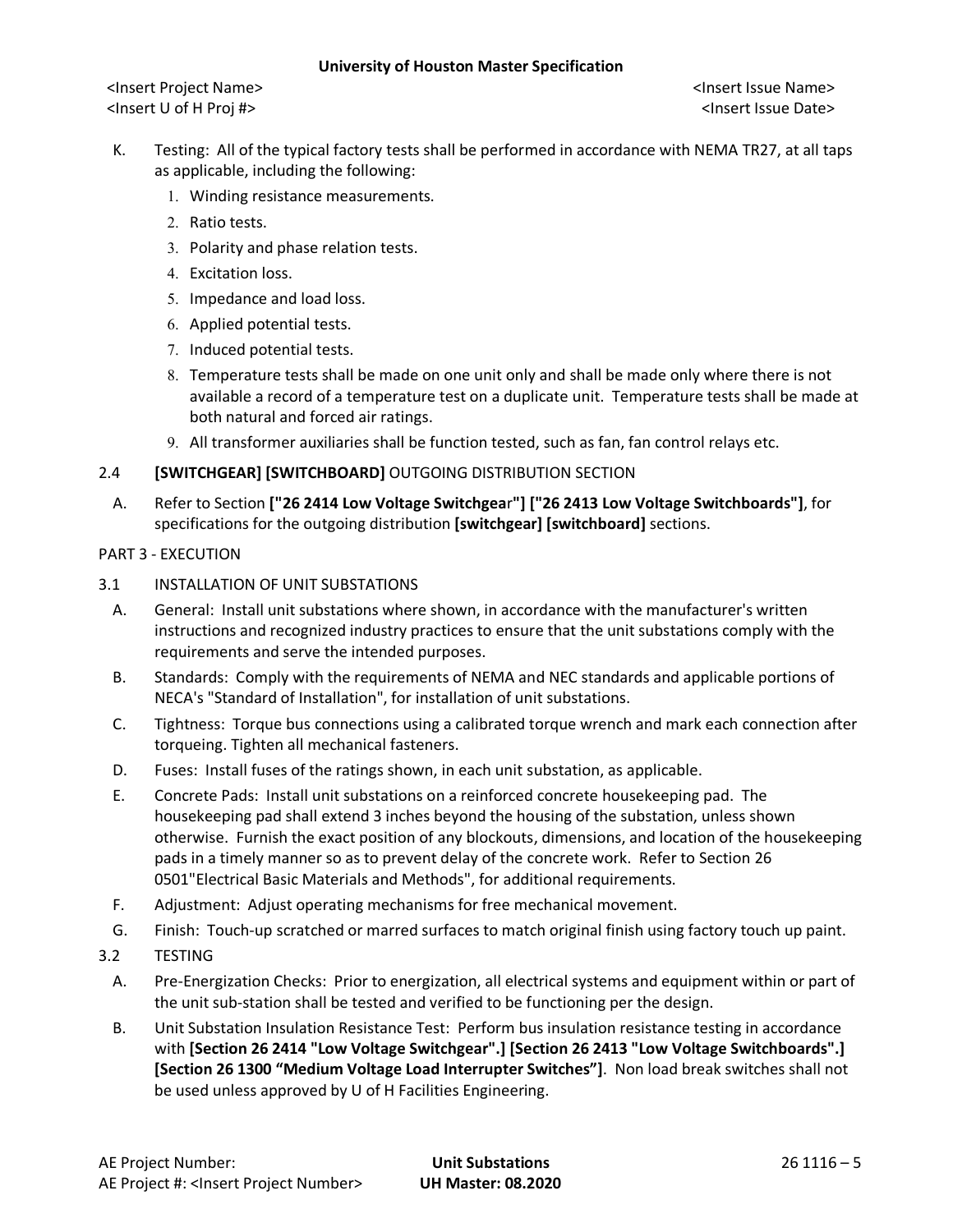K. Testing: All of the typical factory tests shall be performed in accordance with NEMA TR27, at all taps as applicable, including the following:

1. Winding resistance measurements.
2. Ratio tests.
3. Polarity and phase relation tests.
4. Excitation loss.
5. Impedance and load loss.
6. Applied potential tests.
7. Induced potential tests.
8. Temperature tests shall be made on one unit only and shall be made only where there is not available a record of a temperature test on a duplicate unit. Temperature tests shall be made at both natural and forced air ratings.
9. All transformer auxiliaries shall be function tested, such as fan, fan control relays etc.

2.4 **[SWITCHGEAR] [SWITCHBOARD]** OUTGOING DISTRIBUTION SECTION

A. Refer to Section **["26 2414 Low Voltage Switchgear"] ["26 2413 Low Voltage Switchboards"]**, for specifications for the outgoing distribution **[switchgear] [switchboard]** sections.

PART 3 - EXECUTION

3.1 INSTALLATION OF UNIT SUBSTATIONS

A. General: Install unit substations where shown, in accordance with the manufacturer's written instructions and recognized industry practices to ensure that the unit substations comply with the requirements and serve the intended purposes.

B. Standards: Comply with the requirements of NEMA and NEC standards and applicable portions of NECA's "Standard of Installation", for installation of unit substations.

C. Tightness: Torque bus connections using a calibrated torque wrench and mark each connection after torqueing. Tighten all mechanical fasteners.

D. Fuses: Install fuses of the ratings shown, in each unit substation, as applicable.

E. Concrete Pads: Install unit substations on a reinforced concrete housekeeping pad. The housekeeping pad shall extend 3 inches beyond the housing of the substation, unless shown otherwise. Furnish the exact position of any blockouts, dimensions, and location of the housekeeping pads in a timely manner so as to prevent delay of the concrete work. Refer to Section 26 0501"Electrical Basic Materials and Methods", for additional requirements.

F. Adjustment: Adjust operating mechanisms for free mechanical movement.

G. Finish: Touch-up scratched or marred surfaces to match original finish using factory touch up paint.

3.2 TESTING

A. Pre-Energization Checks: Prior to energization, all electrical systems and equipment within or part of the unit sub-station shall be tested and verified to be functioning per the design.

B. Unit Substation Insulation Resistance Test: Perform bus insulation resistance testing in accordance with **[Section 26 2414 "Low Voltage Switchgear".] [Section 26 2413 "Low Voltage Switchboards".] [Section 26 1300 "Medium Voltage Load Interrupter Switches"]**. Non load break switches shall not be used unless approved by U of H Facilities Engineering.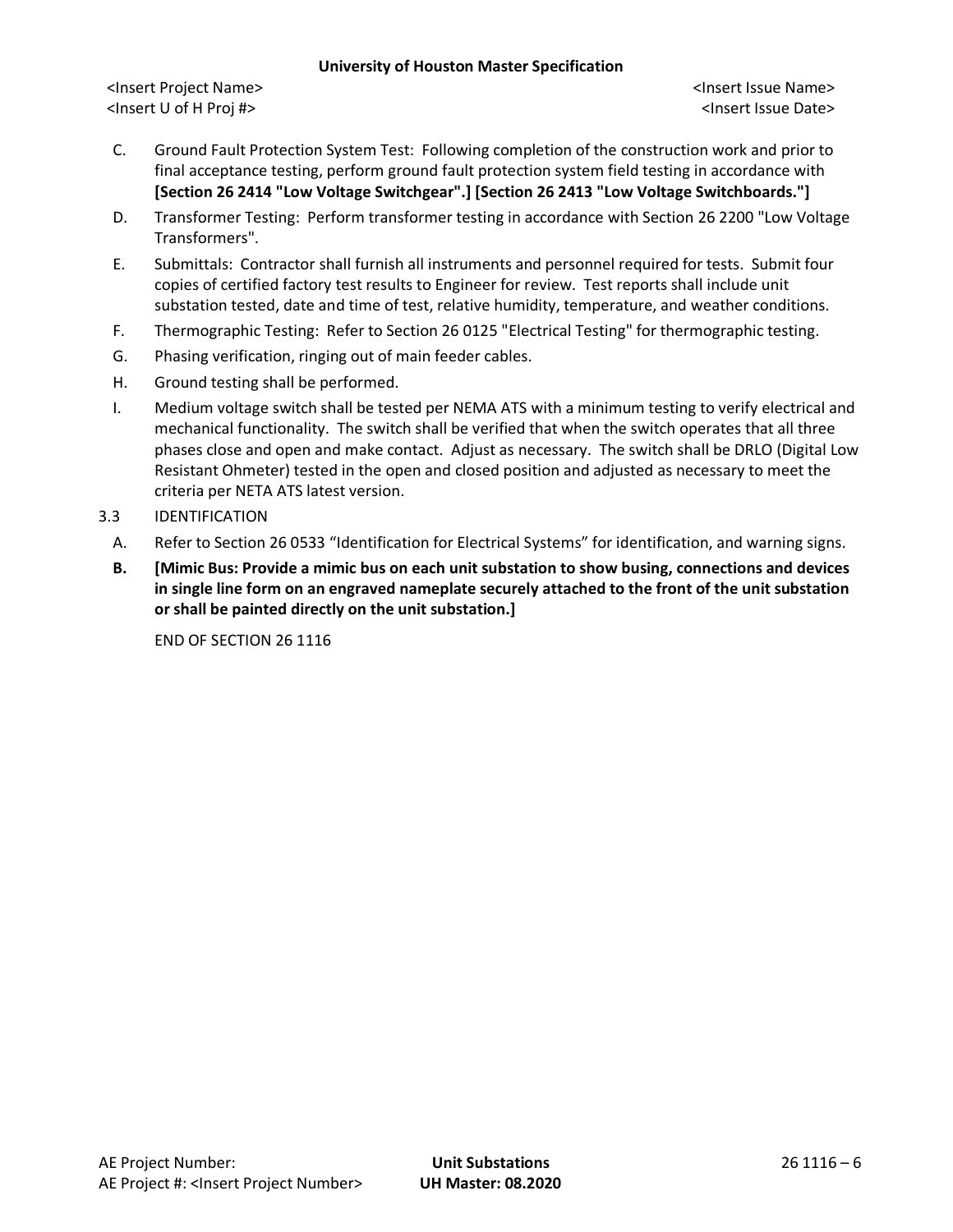C. Ground Fault Protection System Test: Following completion of the construction work and prior to final acceptance testing, perform ground fault protection system field testing in accordance with **[Section 26 2414 "Low Voltage Switchgear".] [Section 26 2413 "Low Voltage Switchboards."]**

D. Transformer Testing: Perform transformer testing in accordance with Section 26 2200 "Low Voltage Transformers".

E. Submittals: Contractor shall furnish all instruments and personnel required for tests. Submit four copies of certified factory test results to Engineer for review. Test reports shall include unit substation tested, date and time of test, relative humidity, temperature, and weather conditions.

F. Thermographic Testing: Refer to Section 26 0125 "Electrical Testing" for thermographic testing.

G. Phasing verification, ringing out of main feeder cables.

H. Ground testing shall be performed.

I. Medium voltage switch shall be tested per NEMA ATS with a minimum testing to verify electrical and mechanical functionality. The switch shall be verified that when the switch operates that all three phases close and open and make contact. Adjust as necessary. The switch shall be DRLO (Digital Low Resistant Ohmeter) tested in the open and closed position and adjusted as necessary to meet the criteria per NETA ATS latest version.

## 3.3 IDENTIFICATION

A. Refer to Section 26 0533 "Identification for Electrical Systems" for identification, and warning signs.

**B. [Mimic Bus: Provide a mimic bus on each unit substation to show busing, connections and devices in single line form on an engraved nameplate securely attached to the front of the unit substation or shall be painted directly on the unit substation.]**

END OF SECTION 26 1116